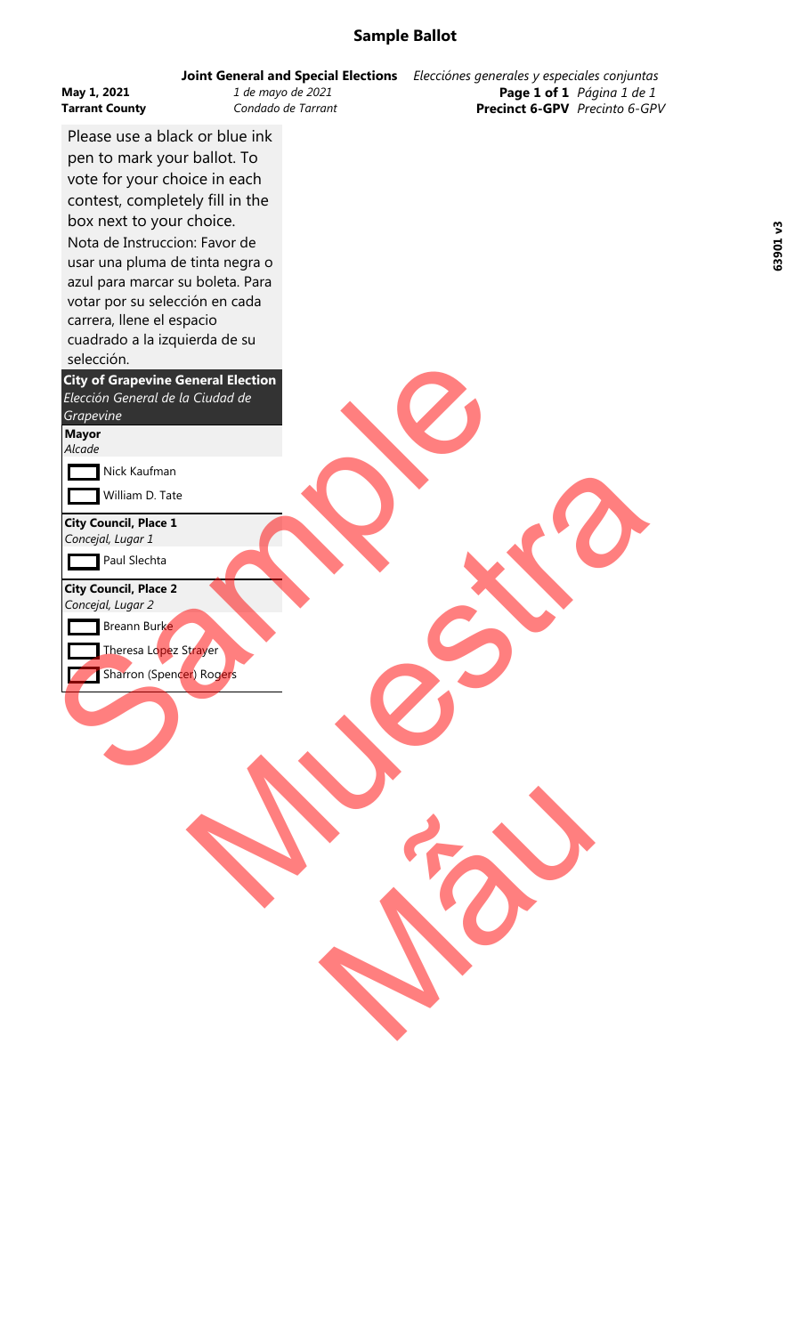# Sample Ballot

**Joint General and Special Elections** *Elecciónes generales y especiales conjuntas*

**May 1, 2021** *1 de mayo de 2021*
**Tarrant County** *Condado de Tarrant*

**Page 1 of 1** *Página 1 de 1*
**Precinct 6-GPV** *Precinto 6-GPV*

**63901 v3**

Please use a black or blue ink pen to mark your ballot. To vote for your choice in each contest, completely fill in the box next to your choice.

Nota de Instruccion: Favor de usar una pluma de tinta negra o azul para marcar su boleta. Para votar por su selección en cada carrera, llene el espacio cuadrado a la izquierda de su selección.

## City of Grapevine General Election
*Elección General de la Ciudad de Grapevine*

### Mayor
*Alcade*

- [ ] Nick Kaufman
- [ ] William D. Tate

### City Council, Place 1
*Concejal, Lugar 1*

- [ ] Paul Slechta

### City Council, Place 2
*Concejal, Lugar 2*

- [ ] Breann Burke
- [ ] Theresa Lopez Strayer
- [ ] Sharron (Spencer) Rogers

Sample Muestra Mẫu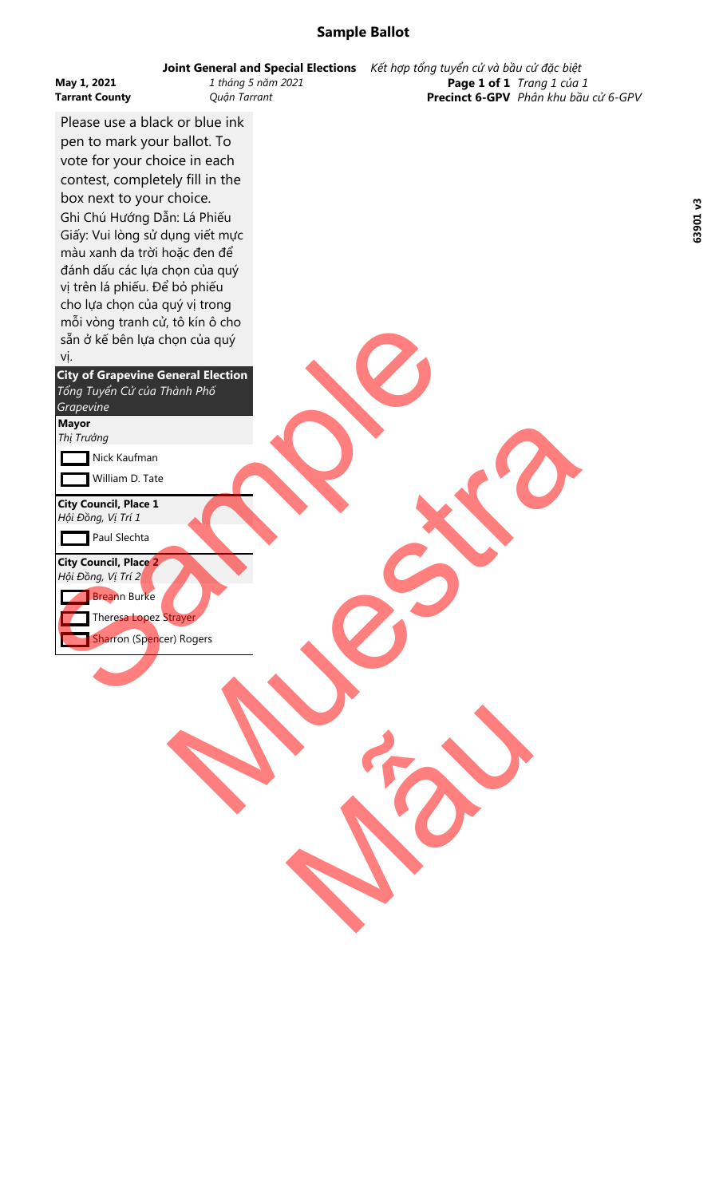# Sample Ballot

**Joint General and Special Elections** *Kết hợp tổng tuyển cử và bầu cử đặc biệt*

**May 1, 2021** *1 tháng 5 năm 2021*
**Tarrant County** *Quận Tarrant*

**Precinct 6-GPV** *Phân khu bầu cử 6-GPV*

63901 v3

Please use a black or blue ink pen to mark your ballot. To vote for your choice in each contest, completely fill in the box next to your choice.

Ghi Chú Hướng Dẫn: Lá Phiếu Giấy: Vui lòng sử dụng viết mực màu xanh da trời hoặc đen để đánh dấu các lựa chọn của quý vị trên lá phiếu. Để bỏ phiếu cho lựa chọn của quý vị trong mỗi vòng tranh cử, tô kín ô cho sẵn ở kế bên lựa chọn của quý vị.

## City of Grapevine General Election
*Tổng Tuyển Cử của Thành Phố Grapevine*

### Mayor
*Thị Trưởng*

- ☐ Nick Kaufman
- ☐ William D. Tate

### City Council, Place 1
*Hội Đồng, Vị Trí 1*

- ☐ Paul Slechta

### City Council, Place 2
*Hội Đồng, Vị Trí 2*

- ☐ Breann Burke
- ☐ Theresa Lopez Strayer
- ☐ Sharron (Spencer) Rogers

Sample Muestra Mẫu